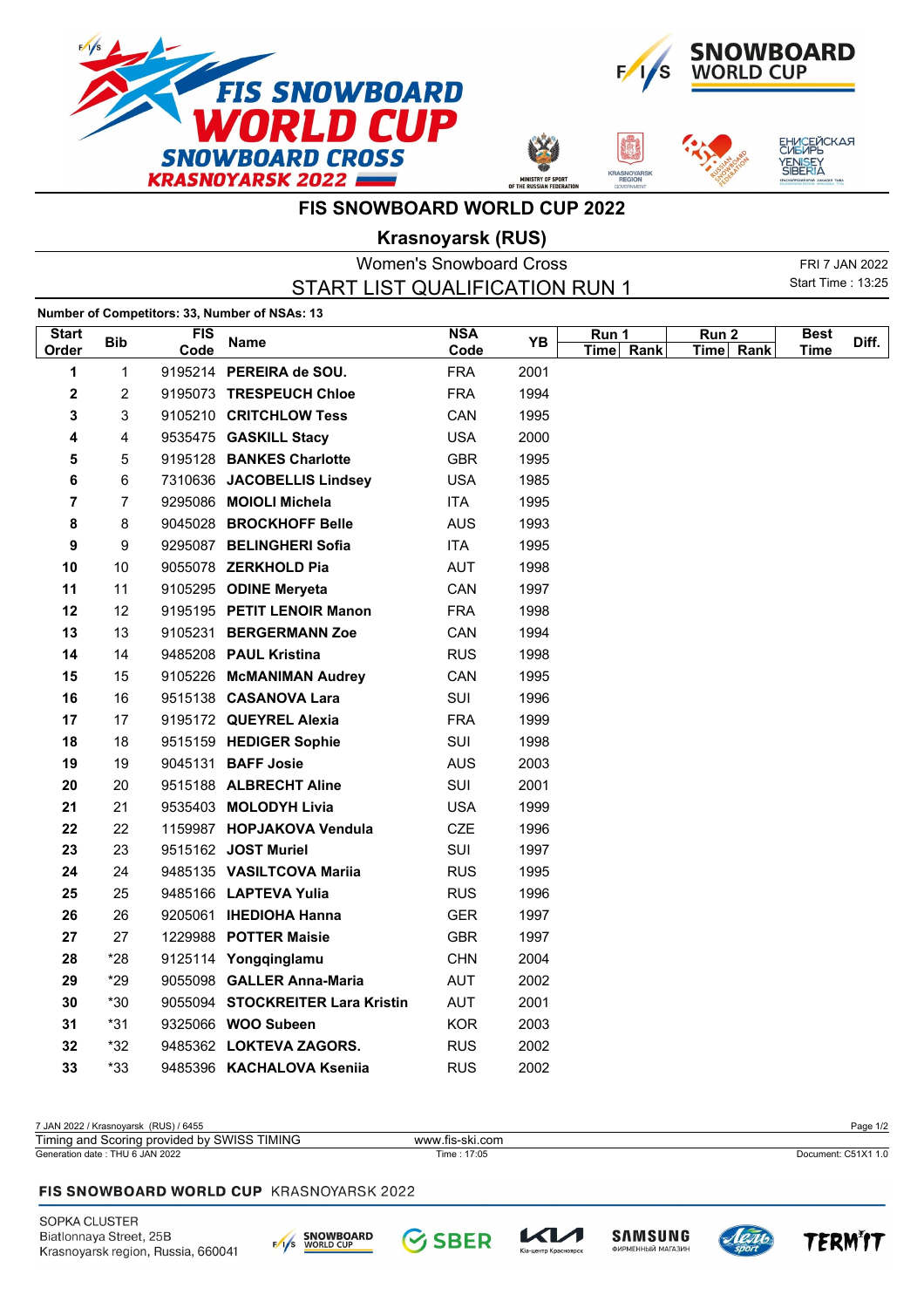# FIS SNOWBOARD WORLD CUP 2022

## Krasnoyarsk (RUS)

### Women's Snowboard Cross

### START LIST QUALIFICATION RUN 1

FRI 7 JAN 2022
Start Time : 13:25

**Number of Competitors: 33, Number of NSAs: 13**

| Start Order | Bib | FIS Code | Name | NSA Code | YB | Run 1 | | Run 2 | | Best Time | Diff. |
|---|---|---|---|---|---|---|---|---|---|---|---|
| | | | | | | Time | Rank | Time | Rank | | |
| 1 | 1 | 9195214 | **PEREIRA de SOU.** | FRA | 2001 | | | | | | |
| 2 | 2 | 9195073 | **TRESPEUCH Chloe** | FRA | 1994 | | | | | | |
| 3 | 3 | 9105210 | **CRITCHLOW Tess** | CAN | 1995 | | | | | | |
| 4 | 4 | 9535475 | **GASKILL Stacy** | USA | 2000 | | | | | | |
| 5 | 5 | 9195128 | **BANKES Charlotte** | GBR | 1995 | | | | | | |
| 6 | 6 | 7310636 | **JACOBELLIS Lindsey** | USA | 1985 | | | | | | |
| 7 | 7 | 9295086 | **MOIOLI Michela** | ITA | 1995 | | | | | | |
| 8 | 8 | 9045028 | **BROCKHOFF Belle** | AUS | 1993 | | | | | | |
| 9 | 9 | 9295087 | **BELINGHERI Sofia** | ITA | 1995 | | | | | | |
| 10 | 10 | 9055078 | **ZERKHOLD Pia** | AUT | 1998 | | | | | | |
| 11 | 11 | 9105295 | **ODINE Meryeta** | CAN | 1997 | | | | | | |
| 12 | 12 | 9195195 | **PETIT LENOIR Manon** | FRA | 1998 | | | | | | |
| 13 | 13 | 9105231 | **BERGERMANN Zoe** | CAN | 1994 | | | | | | |
| 14 | 14 | 9485208 | **PAUL Kristina** | RUS | 1998 | | | | | | |
| 15 | 15 | 9105226 | **McMANIMAN Audrey** | CAN | 1995 | | | | | | |
| 16 | 16 | 9515138 | **CASANOVA Lara** | SUI | 1996 | | | | | | |
| 17 | 17 | 9195172 | **QUEYREL Alexia** | FRA | 1999 | | | | | | |
| 18 | 18 | 9515159 | **HEDIGER Sophie** | SUI | 1998 | | | | | | |
| 19 | 19 | 9045131 | **BAFF Josie** | AUS | 2003 | | | | | | |
| 20 | 20 | 9515188 | **ALBRECHT Aline** | SUI | 2001 | | | | | | |
| 21 | 21 | 9535403 | **MOLODYH Livia** | USA | 1999 | | | | | | |
| 22 | 22 | 1159987 | **HOPJAKOVA Vendula** | CZE | 1996 | | | | | | |
| 23 | 23 | 9515162 | **JOST Muriel** | SUI | 1997 | | | | | | |
| 24 | 24 | 9485135 | **VASILTCOVA Mariia** | RUS | 1995 | | | | | | |
| 25 | 25 | 9485166 | **LAPTEVA Yulia** | RUS | 1996 | | | | | | |
| 26 | 26 | 9205061 | **IHEDIOHA Hanna** | GER | 1997 | | | | | | |
| 27 | 27 | 1229988 | **POTTER Maisie** | GBR | 1997 | | | | | | |
| 28 | *28 | 9125114 | **Yongqinglamu** | CHN | 2004 | | | | | | |
| 29 | *29 | 9055098 | **GALLER Anna-Maria** | AUT | 2002 | | | | | | |
| 30 | *30 | 9055094 | **STOCKREITER Lara Kristin** | AUT | 2001 | | | | | | |
| 31 | *31 | 9325066 | **WOO Subeen** | KOR | 2003 | | | | | | |
| 32 | *32 | 9485362 | **LOKTEVA ZAGORS.** | RUS | 2002 | | | | | | |
| 33 | *33 | 9485396 | **KACHALOVA Kseniia** | RUS | 2002 | | | | | | |

7 JAN 2022 / Krasnoyarsk (RUS) / 6455
Timing and Scoring provided by SWISS TIMING — www.fis-ski.com
Generation date : THU 6 JAN 2022 — Time : 17:05 — Document: C51X1 1.0

**FIS SNOWBOARD WORLD CUP** KRASNOYARSK 2022

SOPKA CLUSTER
Biatlonnaya Street, 25B
Krasnoyarsk region, Russia, 660041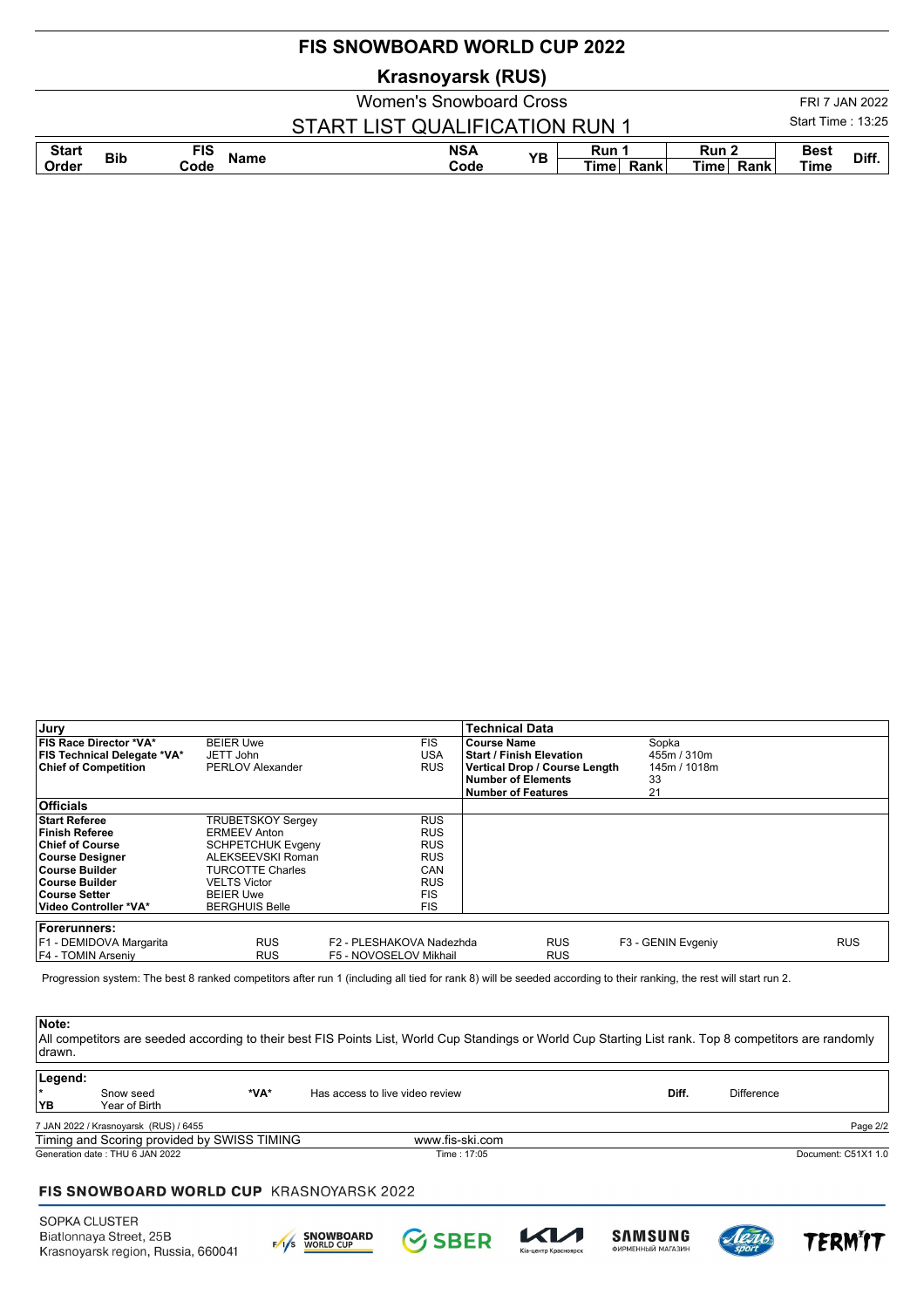# FIS SNOWBOARD WORLD CUP 2022

## Krasnoyarsk (RUS)

### Women's Snowboard Cross

FRI 7 JAN 2022

### START LIST QUALIFICATION RUN 1

Start Time : 13:25

| Start Order | Bib | FIS Code | Name | NSA Code | YB | Run 1 Time | Run 1 Rank | Run 2 Time | Run 2 Rank | Best Time | Diff. |
|---|---|---|---|---|---|---|---|---|---|---|---|

| Jury | | |
|---|---|---|
| **FIS Race Director \*VA\*** | BEIER Uwe | FIS |
| **FIS Technical Delegate \*VA\*** | JETT John | USA |
| **Chief of Competition** | PERLOV Alexander | RUS |

| Technical Data | |
|---|---|
| **Course Name** | Sopka |
| **Start / Finish Elevation** | 455m / 310m |
| **Vertical Drop / Course Length** | 145m / 1018m |
| **Number of Elements** | 33 |
| **Number of Features** | 21 |

| Officials | | |
|---|---|---|
| **Start Referee** | TRUBETSKOY Sergey | RUS |
| **Finish Referee** | ERMEEV Anton | RUS |
| **Chief of Course** | SCHPETCHUK Evgeny | RUS |
| **Course Designer** | ALEKSEEVSKI Roman | RUS |
| **Course Builder** | TURCOTTE Charles | CAN |
| **Course Builder** | VELTS Victor | RUS |
| **Course Setter** | BEIER Uwe | FIS |
| **Video Controller \*VA\*** | BERGHUIS Belle | FIS |

| Forerunners: | | | | | |
|---|---|---|---|---|---|
| F1 - DEMIDOVA Margarita | RUS | F2 - PLESHAKOVA Nadezhda | RUS | F3 - GENIN Evgeniy | RUS |
| F4 - TOMIN Arseniy | RUS | F5 - NOVOSELOV Mikhail | RUS | | |

Progression system: The best 8 ranked competitors after run 1 (including all tied for rank 8) will be seeded according to their ranking, the rest will start run 2.

**Note:**
All competitors are seeded according to their best FIS Points List, World Cup Standings or World Cup Starting List rank. Top 8 competitors are randomly drawn.

| Legend: | | | | | |
|---|---|---|---|---|---|
| * | Snow seed | \*VA\* | Has access to live video review | Diff. | Difference |
| YB | Year of Birth | | | | |

7 JAN 2022 / Krasnoyarsk (RUS) / 6455

Timing and Scoring provided by SWISS TIMING

www.fis-ski.com

Generation date : THU 6 JAN 2022 Time : 17:05 Document: C51X1 1.0

**FIS SNOWBOARD WORLD CUP** KRASNOYARSK 2022

SOPKA CLUSTER
Biatlonnaya Street, 25B
Krasnoyarsk region, Russia, 660041